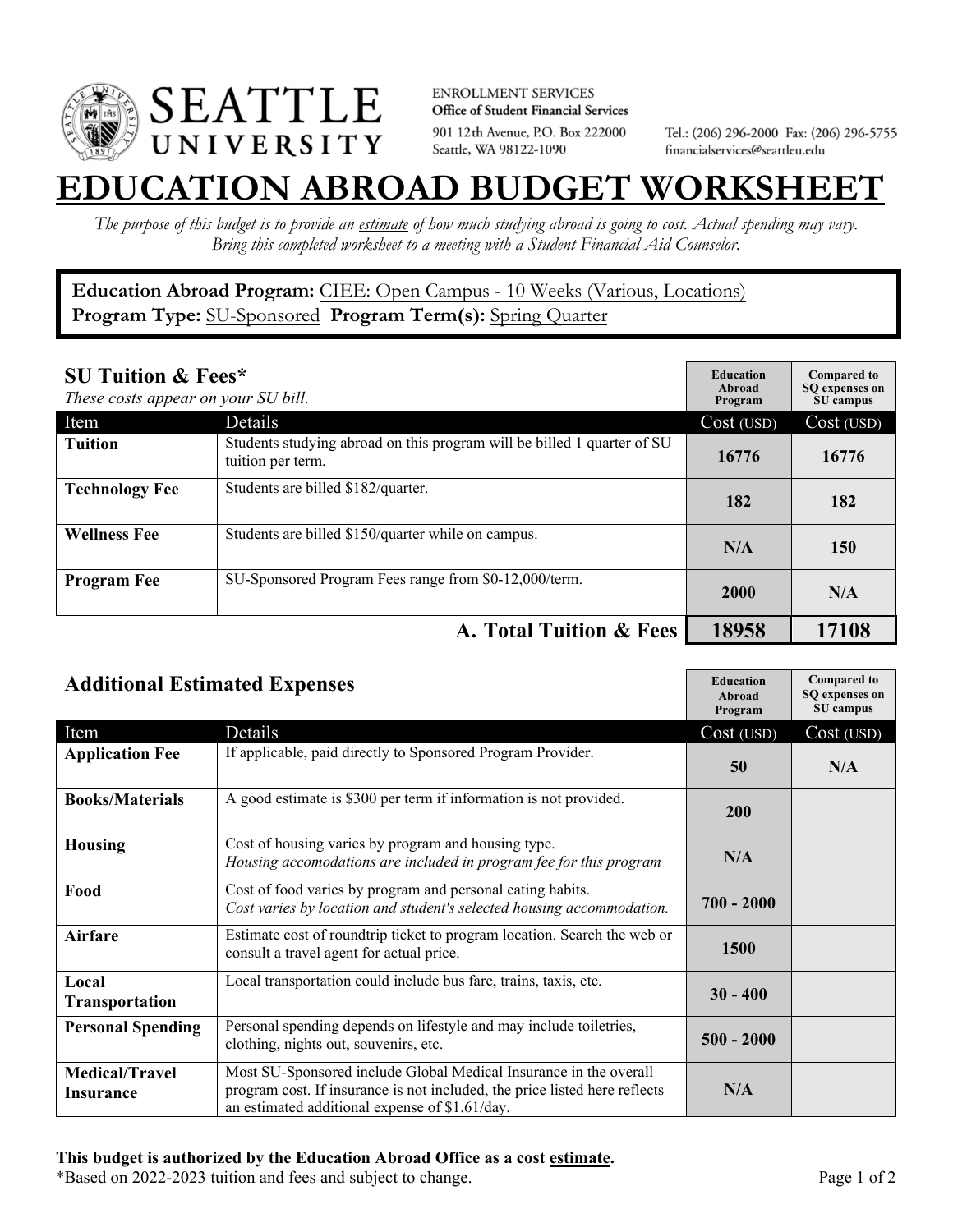**SEATTLE UNIVERSITY**

ENROLLMENT SERVICES
**Office of Student Financial Services**
901 12th Avenue, P.O. Box 222000
Seattle, WA 98122-1090

Tel.: (206) 296-2000 Fax: (206) 296-5755
financialservices@seattleu.edu

# EDUCATION ABROAD BUDGET WORKSHEET

*The purpose of this budget is to provide an estimate of how much studying abroad is going to cost. Actual spending may vary. Bring this completed worksheet to a meeting with a Student Financial Aid Counselor.*

**Education Abroad Program:** CIEE: Open Campus - 10 Weeks (Various, Locations)
**Program Type:** SU-Sponsored **Program Term(s):** Spring Quarter

## SU Tuition & Fees*

*These costs appear on your SU bill.*

| Item | Details | Education Abroad Program Cost (USD) | Compared to SQ expenses on SU campus Cost (USD) |
|---|---|---|---|
| **Tuition** | Students studying abroad on this program will be billed 1 quarter of SU tuition per term. | 16776 | 16776 |
| **Technology Fee** | Students are billed $182/quarter. | 182 | 182 |
| **Wellness Fee** | Students are billed $150/quarter while on campus. | N/A | 150 |
| **Program Fee** | SU-Sponsored Program Fees range from $0-12,000/term. | 2000 | N/A |
| | **A. Total Tuition & Fees** | **18958** | **17108** |

## Additional Estimated Expenses

| Item | Details | Education Abroad Program Cost (USD) | Compared to SQ expenses on SU campus Cost (USD) |
|---|---|---|---|
| **Application Fee** | If applicable, paid directly to Sponsored Program Provider. | 50 | N/A |
| **Books/Materials** | A good estimate is $300 per term if information is not provided. | 200 | |
| **Housing** | Cost of housing varies by program and housing type. *Housing accomodations are included in program fee for this program* | N/A | |
| **Food** | Cost of food varies by program and personal eating habits. *Cost varies by location and student's selected housing accommodation.* | 700 - 2000 | |
| **Airfare** | Estimate cost of roundtrip ticket to program location. Search the web or consult a travel agent for actual price. | 1500 | |
| **Local Transportation** | Local transportation could include bus fare, trains, taxis, etc. | 30 - 400 | |
| **Personal Spending** | Personal spending depends on lifestyle and may include toiletries, clothing, nights out, souvenirs, etc. | 500 - 2000 | |
| **Medical/Travel Insurance** | Most SU-Sponsored include Global Medical Insurance in the overall program cost. If insurance is not included, the price listed here reflects an estimated additional expense of $1.61/day. | N/A | |

**This budget is authorized by the Education Abroad Office as a cost estimate.**
*Based on 2022-2023 tuition and fees and subject to change.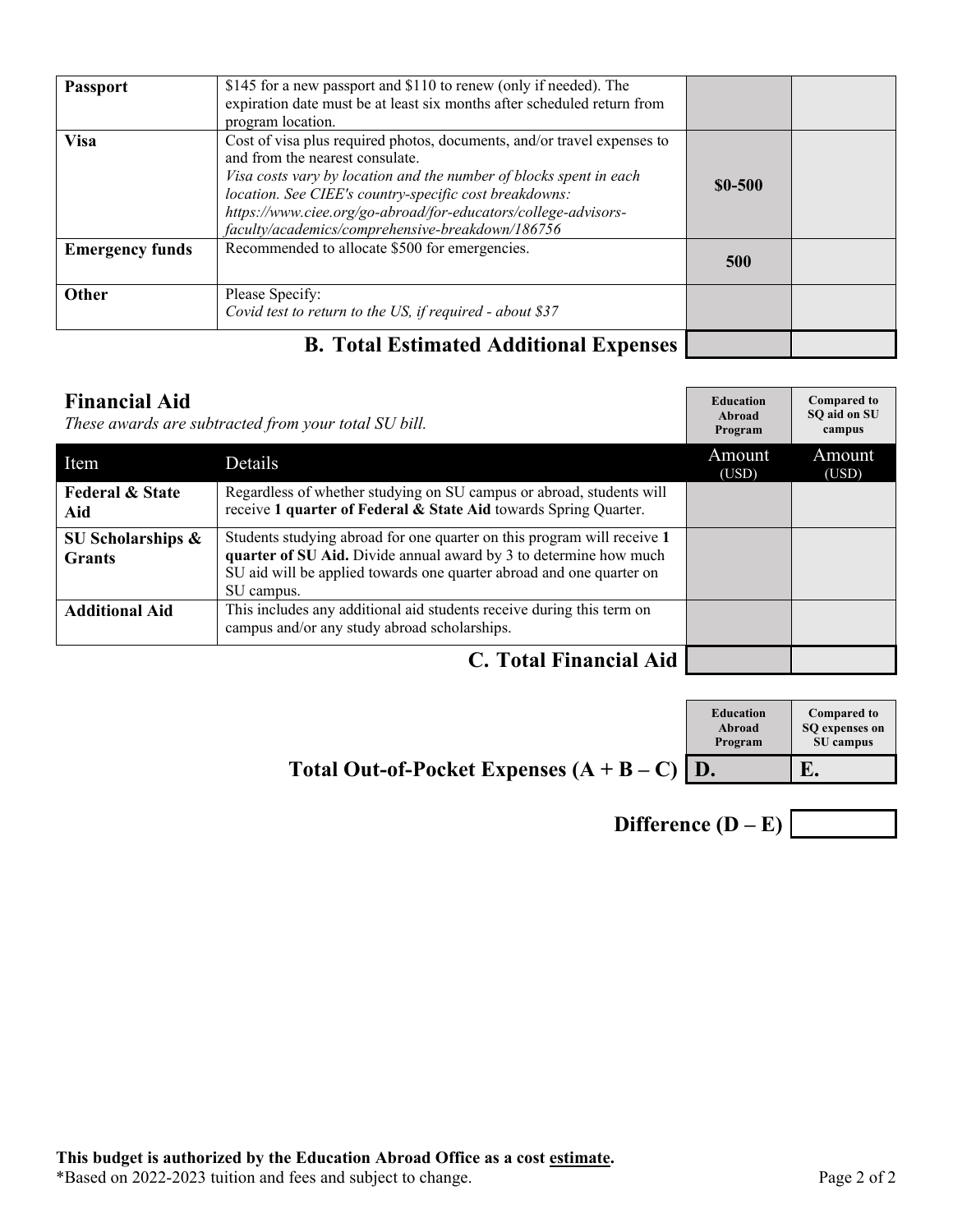| | | | |
|---|---|---|---|
| **Passport** | $145 for a new passport and $110 to renew (only if needed). The expiration date must be at least six months after scheduled return from program location. | | |
| **Visa** | Cost of visa plus required photos, documents, and/or travel expenses to and from the nearest consulate. *Visa costs vary by location and the number of blocks spent in each location. See CIEE's country-specific cost breakdowns: https://www.ciee.org/go-abroad/for-educators/college-advisors-faculty/academics/comprehensive-breakdown/186756* | **$0-500** | |
| **Emergency funds** | Recommended to allocate $500 for emergencies. | **500** | |
| **Other** | Please Specify: *Covid test to return to the US, if required - about $37* | | |
| | **B. Total Estimated Additional Expenses** | | |

## Financial Aid

*These awards are subtracted from your total SU bill.*

| | | Education Abroad Program | Compared to SQ aid on SU campus |
|---|---|---|---|
| **Item** | **Details** | **Amount (USD)** | **Amount (USD)** |
| **Federal & State Aid** | Regardless of whether studying on SU campus or abroad, students will receive **1 quarter of Federal & State Aid** towards Spring Quarter. | | |
| **SU Scholarships & Grants** | Students studying abroad for one quarter on this program will receive **1 quarter of SU Aid.** Divide annual award by 3 to determine how much SU aid will be applied towards one quarter abroad and one quarter on SU campus. | | |
| **Additional Aid** | This includes any additional aid students receive during this term on campus and/or any study abroad scholarships. | | |
| | **C. Total Financial Aid** | | |

| | Education Abroad Program | Compared to SQ expenses on SU campus |
|---|---|---|
| **Total Out-of-Pocket Expenses (A + B – C)** | **D.** | **E.** |

**Difference (D – E)** ____________

**This budget is authorized by the Education Abroad Office as a cost estimate.**

*Based on 2022-2023 tuition and fees and subject to change.